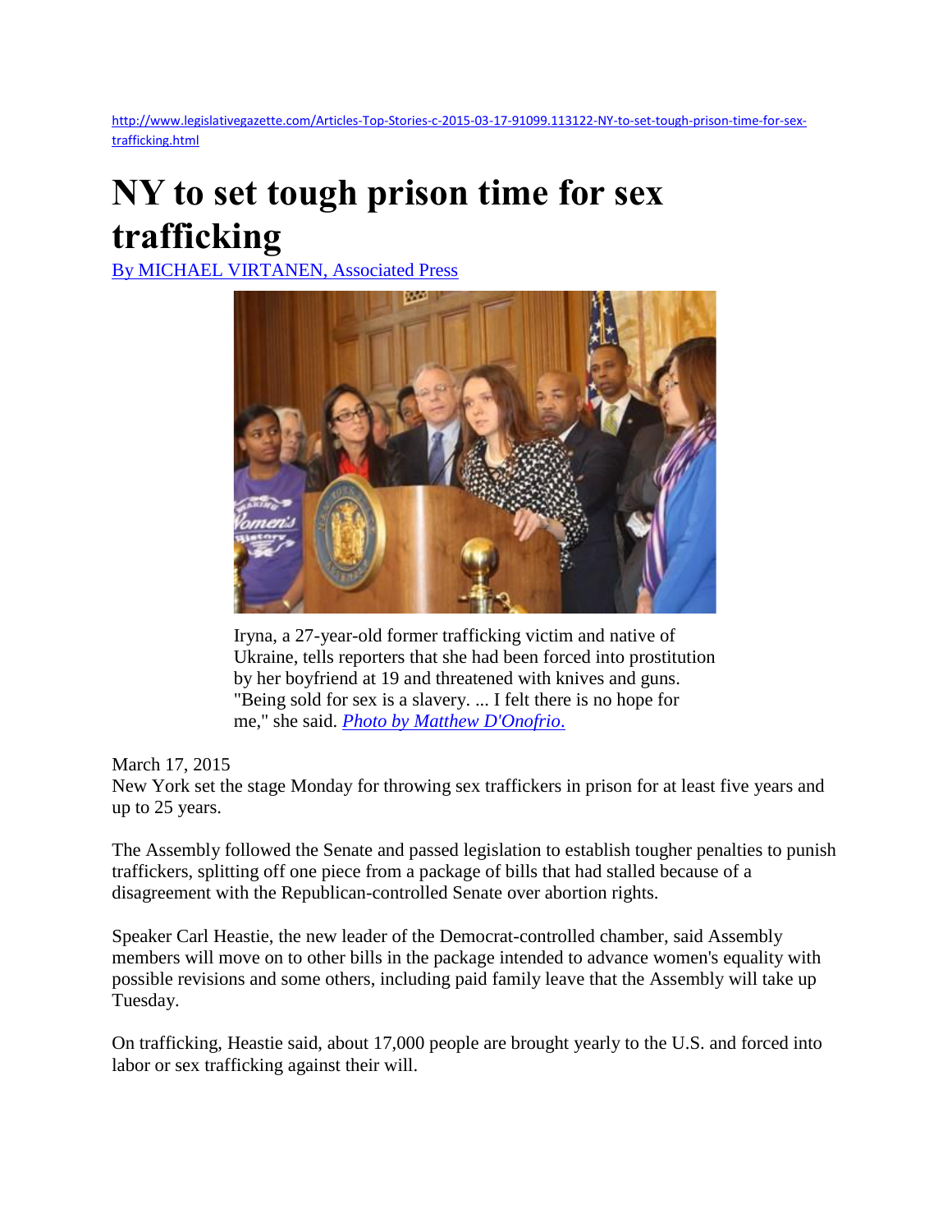http://www.legislativegazette.com/Articles-Top-Stories-c-2015-03-17-91099.113122-NY-to-set-tough-prison-time-for-sex-trafficking.html

# NY to set tough prison time for sex trafficking

By MICHAEL VIRTANEN, Associated Press

Iryna, a 27-year-old former trafficking victim and native of Ukraine, tells reporters that she had been forced into prostitution by her boyfriend at 19 and threatened with knives and guns. "Being sold for sex is a slavery. ... I felt there is no hope for me," she said. *Photo by Matthew D'Onofrio.*

March 17, 2015

New York set the stage Monday for throwing sex traffickers in prison for at least five years and up to 25 years.

The Assembly followed the Senate and passed legislation to establish tougher penalties to punish traffickers, splitting off one piece from a package of bills that had stalled because of a disagreement with the Republican-controlled Senate over abortion rights.

Speaker Carl Heastie, the new leader of the Democrat-controlled chamber, said Assembly members will move on to other bills in the package intended to advance women's equality with possible revisions and some others, including paid family leave that the Assembly will take up Tuesday.

On trafficking, Heastie said, about 17,000 people are brought yearly to the U.S. and forced into labor or sex trafficking against their will.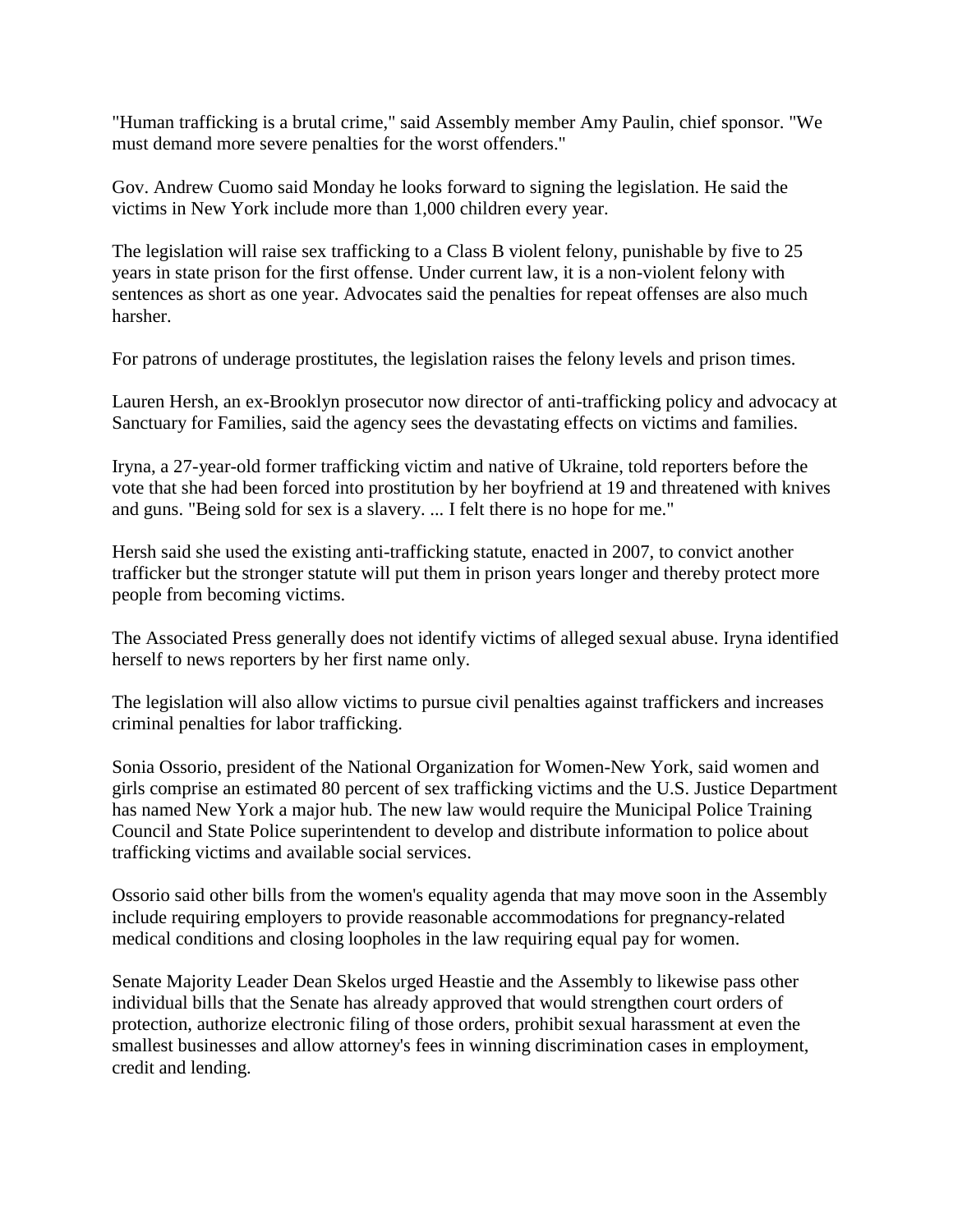"Human trafficking is a brutal crime," said Assembly member Amy Paulin, chief sponsor. "We must demand more severe penalties for the worst offenders."

Gov. Andrew Cuomo said Monday he looks forward to signing the legislation. He said the victims in New York include more than 1,000 children every year.

The legislation will raise sex trafficking to a Class B violent felony, punishable by five to 25 years in state prison for the first offense. Under current law, it is a non-violent felony with sentences as short as one year. Advocates said the penalties for repeat offenses are also much harsher.

For patrons of underage prostitutes, the legislation raises the felony levels and prison times.

Lauren Hersh, an ex-Brooklyn prosecutor now director of anti-trafficking policy and advocacy at Sanctuary for Families, said the agency sees the devastating effects on victims and families.

Iryna, a 27-year-old former trafficking victim and native of Ukraine, told reporters before the vote that she had been forced into prostitution by her boyfriend at 19 and threatened with knives and guns. "Being sold for sex is a slavery. ... I felt there is no hope for me."

Hersh said she used the existing anti-trafficking statute, enacted in 2007, to convict another trafficker but the stronger statute will put them in prison years longer and thereby protect more people from becoming victims.

The Associated Press generally does not identify victims of alleged sexual abuse. Iryna identified herself to news reporters by her first name only.

The legislation will also allow victims to pursue civil penalties against traffickers and increases criminal penalties for labor trafficking.

Sonia Ossorio, president of the National Organization for Women-New York, said women and girls comprise an estimated 80 percent of sex trafficking victims and the U.S. Justice Department has named New York a major hub. The new law would require the Municipal Police Training Council and State Police superintendent to develop and distribute information to police about trafficking victims and available social services.

Ossorio said other bills from the women's equality agenda that may move soon in the Assembly include requiring employers to provide reasonable accommodations for pregnancy-related medical conditions and closing loopholes in the law requiring equal pay for women.

Senate Majority Leader Dean Skelos urged Heastie and the Assembly to likewise pass other individual bills that the Senate has already approved that would strengthen court orders of protection, authorize electronic filing of those orders, prohibit sexual harassment at even the smallest businesses and allow attorney's fees in winning discrimination cases in employment, credit and lending.